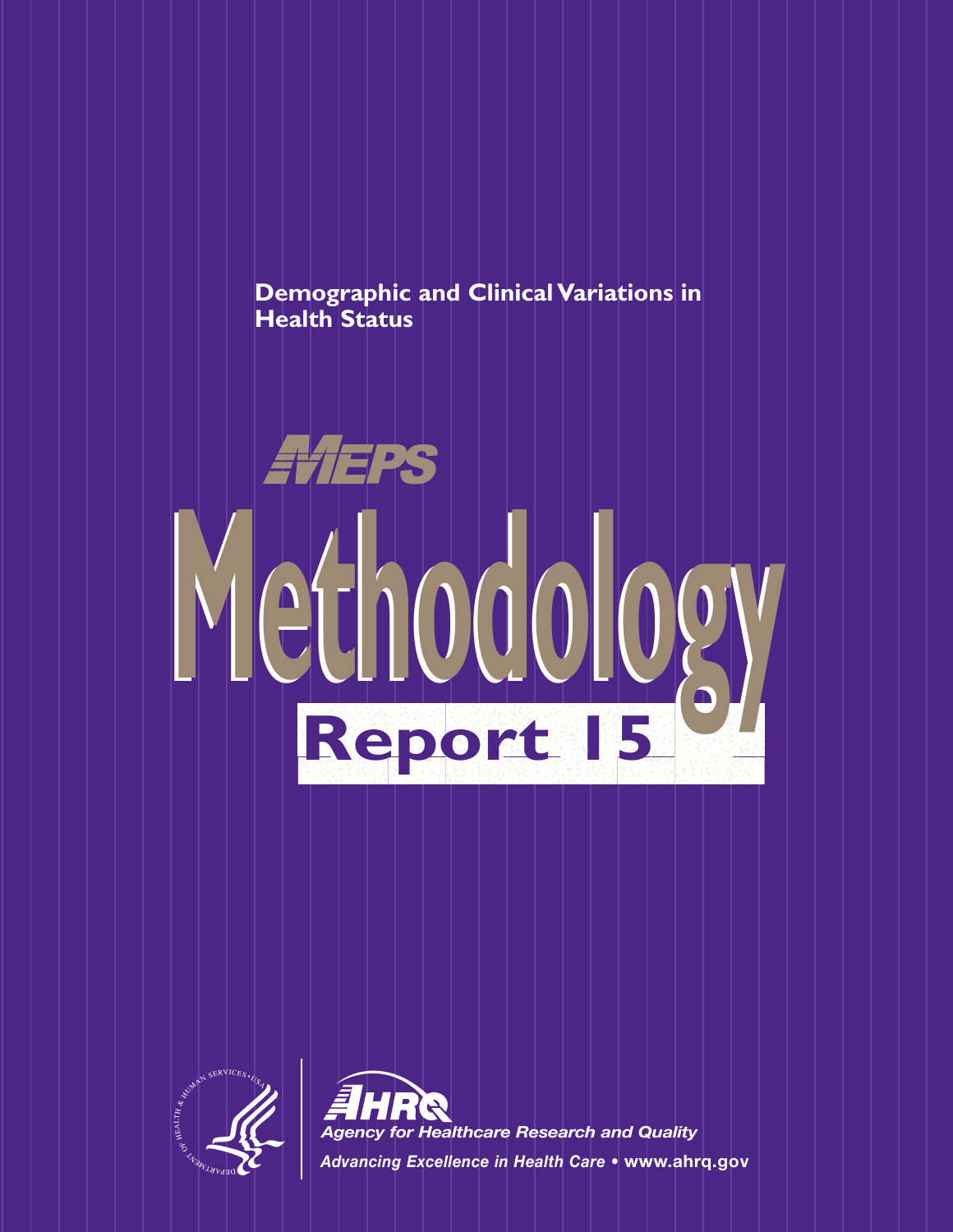# Demographic and Clinical Variations in Health Status

MEPS

# Methodology

## Report 15

Agency for Healthcare Research and Quality

*Advancing Excellence in Health Care* • **www.ahrq.gov**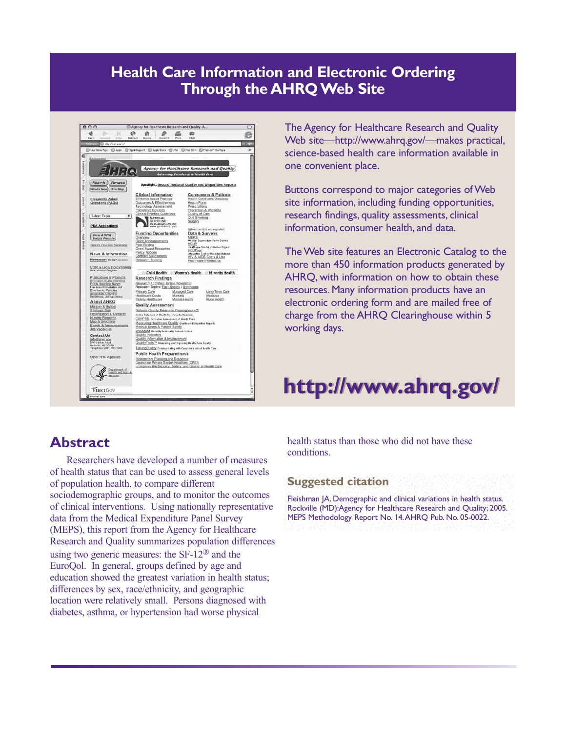# Health Care Information and Electronic Ordering Through the AHRQ Web Site

The Agency for Healthcare Research and Quality Web site—http://www.ahrq.gov/—makes practical, science-based health care information available in one convenient place.

Buttons correspond to major categories of Web site information, including funding opportunities, research findings, quality assessments, clinical information, consumer health, and data.

The Web site features an Electronic Catalog to the more than 450 information products generated by AHRQ, with information on how to obtain these resources. Many information products have an electronic ordering form and are mailed free of charge from the AHRQ Clearinghouse within 5 working days.

**http://www.ahrq.gov/**

## Abstract

Researchers have developed a number of measures of health status that can be used to assess general levels of population health, to compare different sociodemographic groups, and to monitor the outcomes of clinical interventions. Using nationally representative data from the Medical Expenditure Panel Survey (MEPS), this report from the Agency for Healthcare Research and Quality summarizes population differences using two generic measures: the SF-12® and the EuroQol. In general, groups defined by age and education showed the greatest variation in health status; differences by sex, race/ethnicity, and geographic location were relatively small. Persons diagnosed with diabetes, asthma, or hypertension had worse physical health status than those who did not have these conditions.

## Suggested citation

Fleishman JA. Demographic and clinical variations in health status. Rockville (MD):Agency for Healthcare Research and Quality; 2005. MEPS Methodology Report No. 14. AHRQ Pub. No. 05-0022.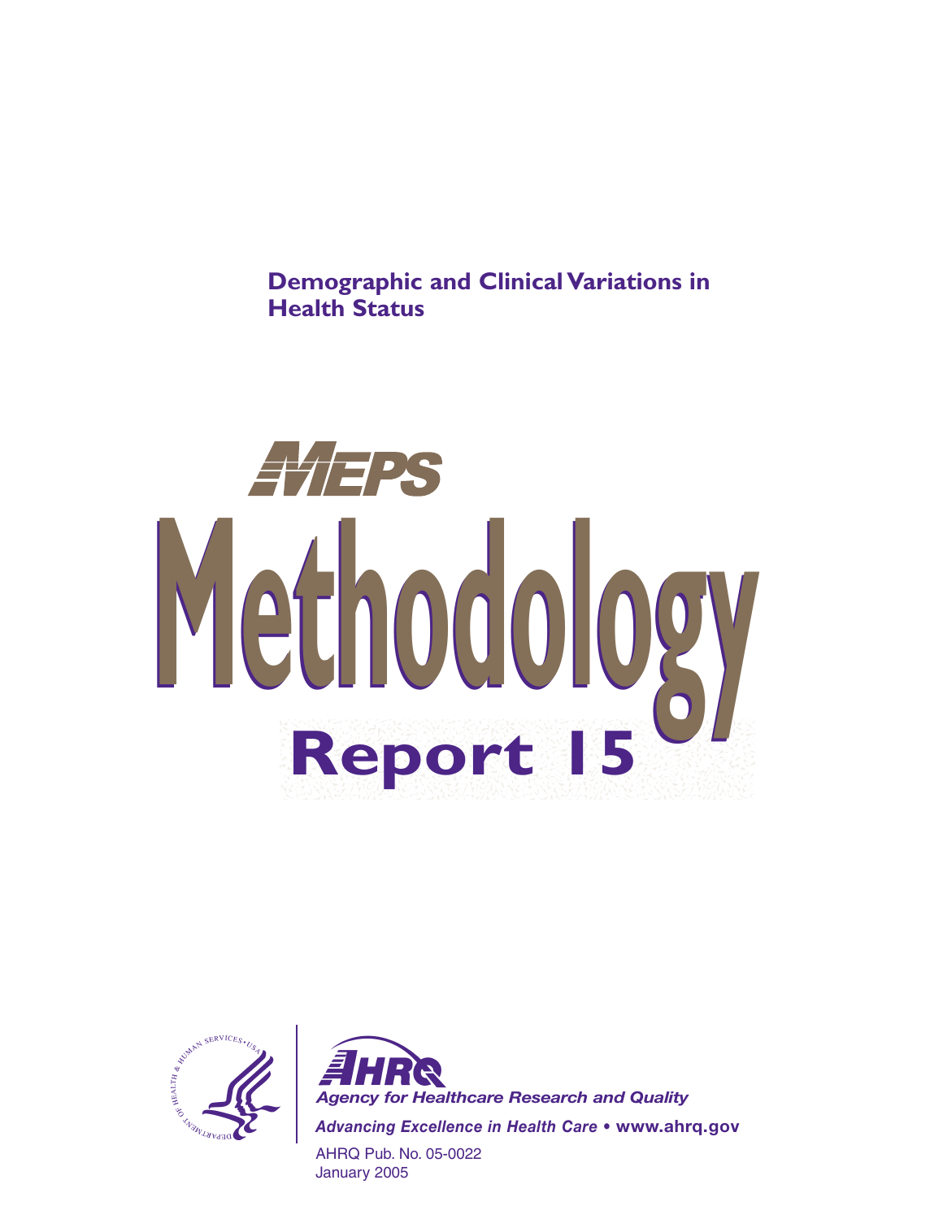**Demographic and Clinical Variations in Health Status**

MEPS

# Methodology

## Report 15

Agency for Healthcare Research and Quality

*Advancing Excellence in Health Care* • **www.ahrq.gov**

AHRQ Pub. No. 05-0022
January 2005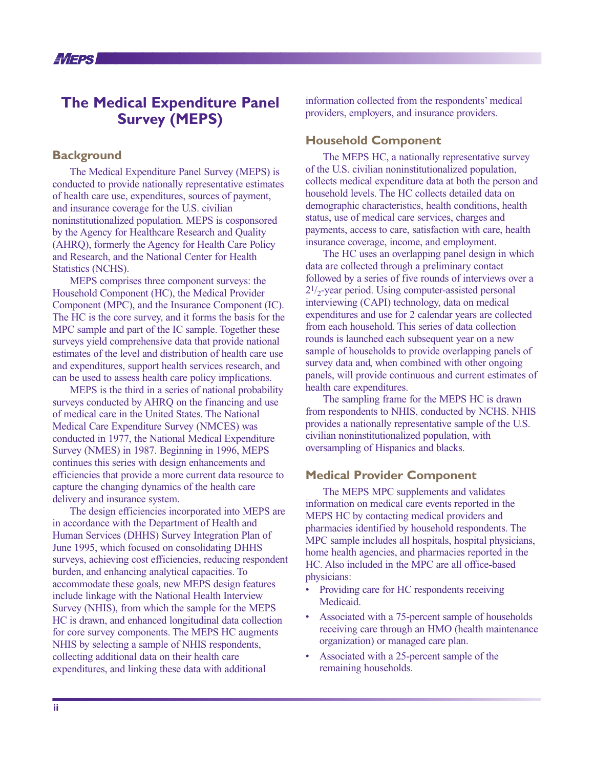# The Medical Expenditure Panel Survey (MEPS)

## Background

The Medical Expenditure Panel Survey (MEPS) is conducted to provide nationally representative estimates of health care use, expenditures, sources of payment, and insurance coverage for the U.S. civilian noninstitutionalized population. MEPS is cosponsored by the Agency for Healthcare Research and Quality (AHRQ), formerly the Agency for Health Care Policy and Research, and the National Center for Health Statistics (NCHS).

MEPS comprises three component surveys: the Household Component (HC), the Medical Provider Component (MPC), and the Insurance Component (IC). The HC is the core survey, and it forms the basis for the MPC sample and part of the IC sample. Together these surveys yield comprehensive data that provide national estimates of the level and distribution of health care use and expenditures, support health services research, and can be used to assess health care policy implications.

MEPS is the third in a series of national probability surveys conducted by AHRQ on the financing and use of medical care in the United States. The National Medical Care Expenditure Survey (NMCES) was conducted in 1977, the National Medical Expenditure Survey (NMES) in 1987. Beginning in 1996, MEPS continues this series with design enhancements and efficiencies that provide a more current data resource to capture the changing dynamics of the health care delivery and insurance system.

The design efficiencies incorporated into MEPS are in accordance with the Department of Health and Human Services (DHHS) Survey Integration Plan of June 1995, which focused on consolidating DHHS surveys, achieving cost efficiencies, reducing respondent burden, and enhancing analytical capacities. To accommodate these goals, new MEPS design features include linkage with the National Health Interview Survey (NHIS), from which the sample for the MEPS HC is drawn, and enhanced longitudinal data collection for core survey components. The MEPS HC augments NHIS by selecting a sample of NHIS respondents, collecting additional data on their health care expenditures, and linking these data with additional information collected from the respondents' medical providers, employers, and insurance providers.

## Household Component

The MEPS HC, a nationally representative survey of the U.S. civilian noninstitutionalized population, collects medical expenditure data at both the person and household levels. The HC collects detailed data on demographic characteristics, health conditions, health status, use of medical care services, charges and payments, access to care, satisfaction with care, health insurance coverage, income, and employment.

The HC uses an overlapping panel design in which data are collected through a preliminary contact followed by a series of five rounds of interviews over a $2^{1}/_{2}$-year period. Using computer-assisted personal interviewing (CAPI) technology, data on medical expenditures and use for 2 calendar years are collected from each household. This series of data collection rounds is launched each subsequent year on a new sample of households to provide overlapping panels of survey data and, when combined with other ongoing panels, will provide continuous and current estimates of health care expenditures.

The sampling frame for the MEPS HC is drawn from respondents to NHIS, conducted by NCHS. NHIS provides a nationally representative sample of the U.S. civilian noninstitutionalized population, with oversampling of Hispanics and blacks.

## Medical Provider Component

The MEPS MPC supplements and validates information on medical care events reported in the MEPS HC by contacting medical providers and pharmacies identified by household respondents. The MPC sample includes all hospitals, hospital physicians, home health agencies, and pharmacies reported in the HC. Also included in the MPC are all office-based physicians:

- Providing care for HC respondents receiving Medicaid.
- Associated with a 75-percent sample of households receiving care through an HMO (health maintenance organization) or managed care plan.
- Associated with a 25-percent sample of the remaining households.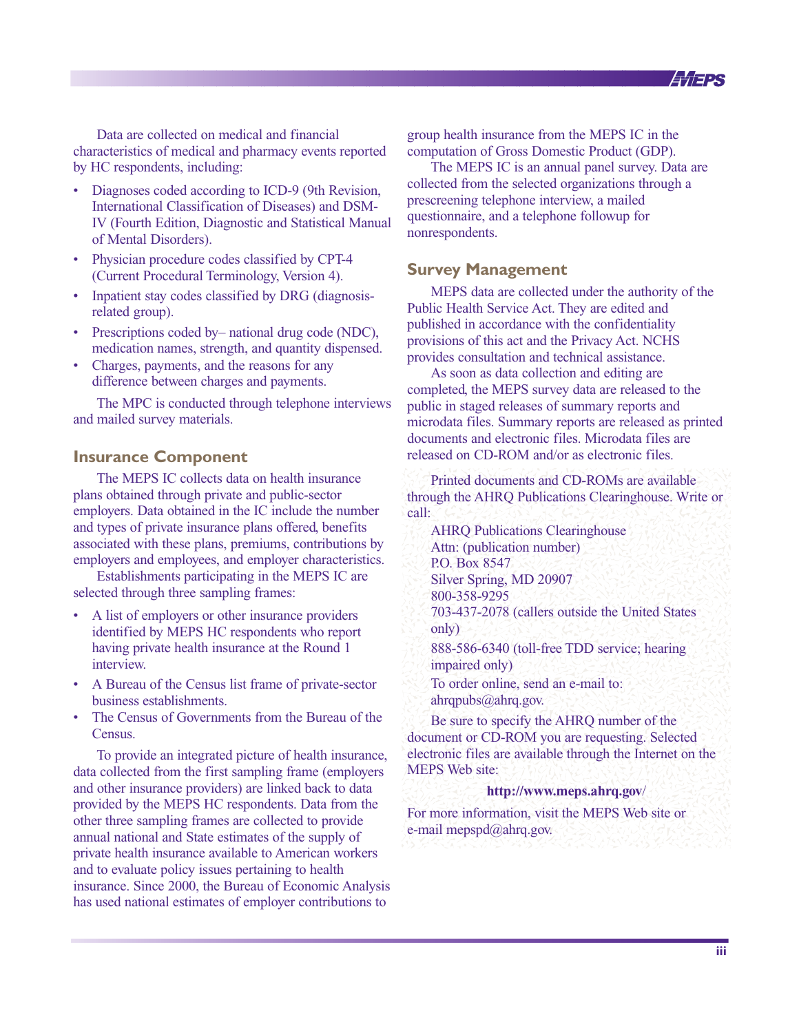Data are collected on medical and financial characteristics of medical and pharmacy events reported by HC respondents, including:

- Diagnoses coded according to ICD-9 (9th Revision, International Classification of Diseases) and DSM-IV (Fourth Edition, Diagnostic and Statistical Manual of Mental Disorders).
- Physician procedure codes classified by CPT-4 (Current Procedural Terminology, Version 4).
- Inpatient stay codes classified by DRG (diagnosis-related group).
- Prescriptions coded by– national drug code (NDC), medication names, strength, and quantity dispensed.
- Charges, payments, and the reasons for any difference between charges and payments.

The MPC is conducted through telephone interviews and mailed survey materials.

## Insurance Component

The MEPS IC collects data on health insurance plans obtained through private and public-sector employers. Data obtained in the IC include the number and types of private insurance plans offered, benefits associated with these plans, premiums, contributions by employers and employees, and employer characteristics.

Establishments participating in the MEPS IC are selected through three sampling frames:

- A list of employers or other insurance providers identified by MEPS HC respondents who report having private health insurance at the Round 1 interview.
- A Bureau of the Census list frame of private-sector business establishments.
- The Census of Governments from the Bureau of the Census.

To provide an integrated picture of health insurance, data collected from the first sampling frame (employers and other insurance providers) are linked back to data provided by the MEPS HC respondents. Data from the other three sampling frames are collected to provide annual national and State estimates of the supply of private health insurance available to American workers and to evaluate policy issues pertaining to health insurance. Since 2000, the Bureau of Economic Analysis has used national estimates of employer contributions to group health insurance from the MEPS IC in the computation of Gross Domestic Product (GDP).

The MEPS IC is an annual panel survey. Data are collected from the selected organizations through a prescreening telephone interview, a mailed questionnaire, and a telephone followup for nonrespondents.

## Survey Management

MEPS data are collected under the authority of the Public Health Service Act. They are edited and published in accordance with the confidentiality provisions of this act and the Privacy Act. NCHS provides consultation and technical assistance.

As soon as data collection and editing are completed, the MEPS survey data are released to the public in staged releases of summary reports and microdata files. Summary reports are released as printed documents and electronic files. Microdata files are released on CD-ROM and/or as electronic files.

Printed documents and CD-ROMs are available through the AHRQ Publications Clearinghouse. Write or call:

AHRQ Publications Clearinghouse
Attn: (publication number)
P.O. Box 8547
Silver Spring, MD 20907
800-358-9295
703-437-2078 (callers outside the United States only)
888-586-6340 (toll-free TDD service; hearing impaired only)
To order online, send an e-mail to: ahrqpubs@ahrq.gov.

Be sure to specify the AHRQ number of the document or CD-ROM you are requesting. Selected electronic files are available through the Internet on the MEPS Web site:

**http://www.meps.ahrq.gov/**

For more information, visit the MEPS Web site or e-mail mepspd@ahrq.gov.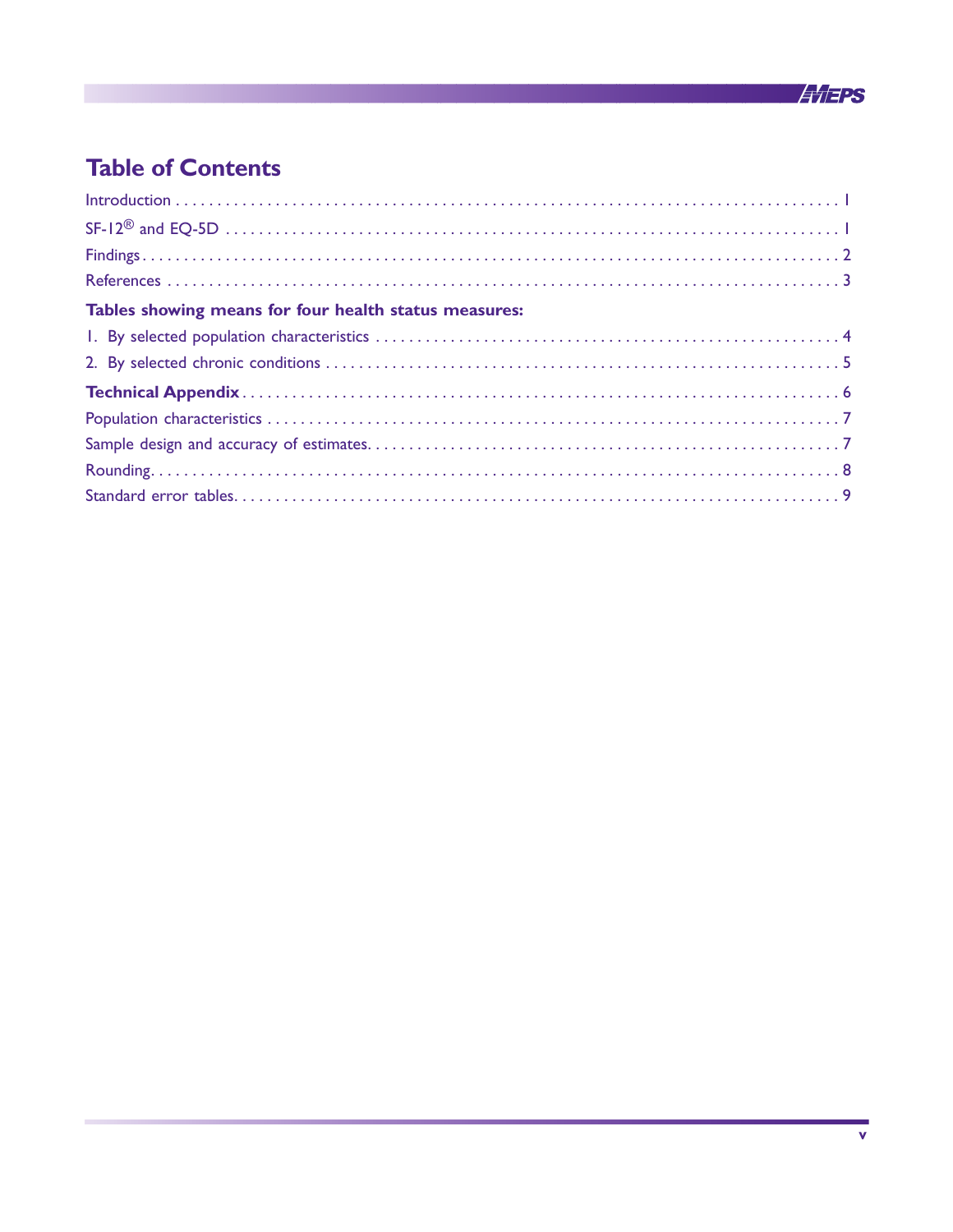# Table of Contents

Introduction . . . . . . . . . . . . . . . . . . . . . . . . . . . . . . . . . . . . . . . . . . . . . . . . . . . . . . . . . . . . . . . . . . . . 1

SF-12® and EQ-5D . . . . . . . . . . . . . . . . . . . . . . . . . . . . . . . . . . . . . . . . . . . . . . . . . . . . . . . . . . . . . . . . 1

Findings . . . . . . . . . . . . . . . . . . . . . . . . . . . . . . . . . . . . . . . . . . . . . . . . . . . . . . . . . . . . . . . . . . . . . . . 2

References . . . . . . . . . . . . . . . . . . . . . . . . . . . . . . . . . . . . . . . . . . . . . . . . . . . . . . . . . . . . . . . . . . . . . 3

**Tables showing means for four health status measures:**

1. By selected population characteristics . . . . . . . . . . . . . . . . . . . . . . . . . . . . . . . . . . . . . . . . . . . . . 4
2. By selected chronic conditions . . . . . . . . . . . . . . . . . . . . . . . . . . . . . . . . . . . . . . . . . . . . . . . . . . . 5

**Technical Appendix** . . . . . . . . . . . . . . . . . . . . . . . . . . . . . . . . . . . . . . . . . . . . . . . . . . . . . . . . . . . . . 6

Population characteristics . . . . . . . . . . . . . . . . . . . . . . . . . . . . . . . . . . . . . . . . . . . . . . . . . . . . . . . . . 7

Sample design and accuracy of estimates. . . . . . . . . . . . . . . . . . . . . . . . . . . . . . . . . . . . . . . . . . . . . . 7

Rounding. . . . . . . . . . . . . . . . . . . . . . . . . . . . . . . . . . . . . . . . . . . . . . . . . . . . . . . . . . . . . . . . . . . . . . . 8

Standard error tables. . . . . . . . . . . . . . . . . . . . . . . . . . . . . . . . . . . . . . . . . . . . . . . . . . . . . . . . . . . . . . 9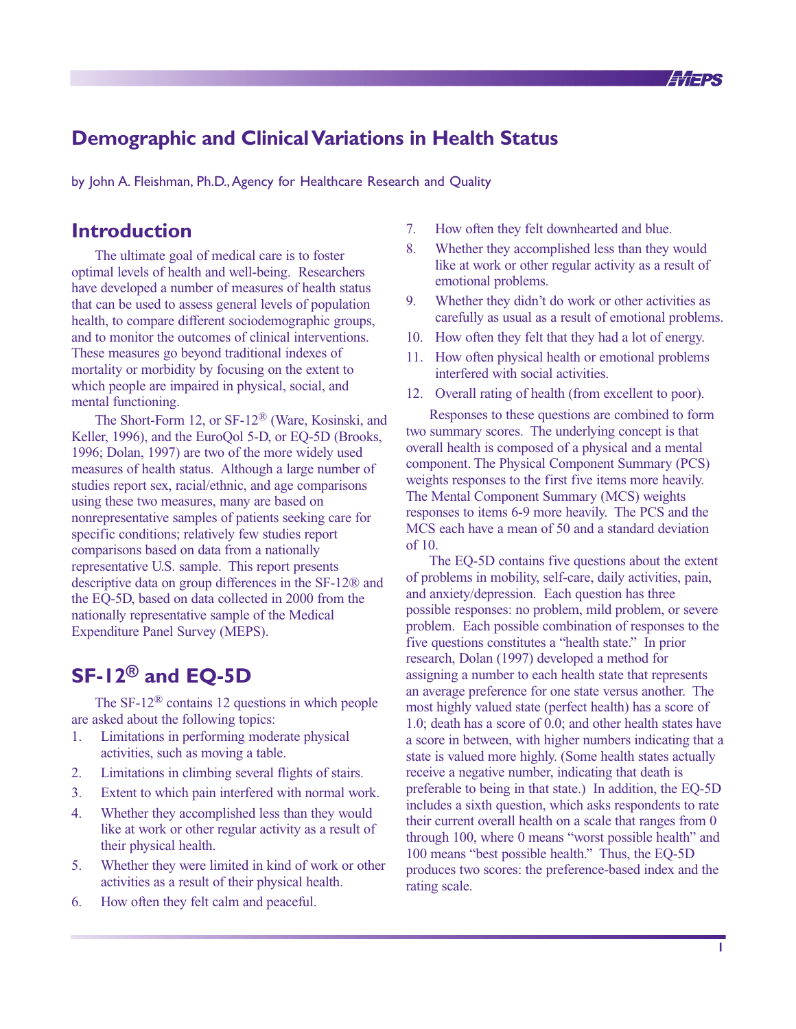# Demographic and Clinical Variations in Health Status

by John A. Fleishman, Ph.D., Agency for Healthcare Research and Quality

## Introduction

The ultimate goal of medical care is to foster optimal levels of health and well-being. Researchers have developed a number of measures of health status that can be used to assess general levels of population health, to compare different sociodemographic groups, and to monitor the outcomes of clinical interventions. These measures go beyond traditional indexes of mortality or morbidity by focusing on the extent to which people are impaired in physical, social, and mental functioning.

The Short-Form 12, or SF-12® (Ware, Kosinski, and Keller, 1996), and the EuroQol 5-D, or EQ-5D (Brooks, 1996; Dolan, 1997) are two of the more widely used measures of health status. Although a large number of studies report sex, racial/ethnic, and age comparisons using these two measures, many are based on nonrepresentative samples of patients seeking care for specific conditions; relatively few studies report comparisons based on data from a nationally representative U.S. sample. This report presents descriptive data on group differences in the SF-12® and the EQ-5D, based on data collected in 2000 from the nationally representative sample of the Medical Expenditure Panel Survey (MEPS).

## SF-12® and EQ-5D

The SF-12® contains 12 questions in which people are asked about the following topics:

1. Limitations in performing moderate physical activities, such as moving a table.
2. Limitations in climbing several flights of stairs.
3. Extent to which pain interfered with normal work.
4. Whether they accomplished less than they would like at work or other regular activity as a result of their physical health.
5. Whether they were limited in kind of work or other activities as a result of their physical health.
6. How often they felt calm and peaceful.
7. How often they felt downhearted and blue.
8. Whether they accomplished less than they would like at work or other regular activity as a result of emotional problems.
9. Whether they didn't do work or other activities as carefully as usual as a result of emotional problems.
10. How often they felt that they had a lot of energy.
11. How often physical health or emotional problems interfered with social activities.
12. Overall rating of health (from excellent to poor).

Responses to these questions are combined to form two summary scores. The underlying concept is that overall health is composed of a physical and a mental component. The Physical Component Summary (PCS) weights responses to the first five items more heavily. The Mental Component Summary (MCS) weights responses to items 6-9 more heavily. The PCS and the MCS each have a mean of 50 and a standard deviation of 10.

The EQ-5D contains five questions about the extent of problems in mobility, self-care, daily activities, pain, and anxiety/depression. Each question has three possible responses: no problem, mild problem, or severe problem. Each possible combination of responses to the five questions constitutes a "health state." In prior research, Dolan (1997) developed a method for assigning a number to each health state that represents an average preference for one state versus another. The most highly valued state (perfect health) has a score of 1.0; death has a score of 0.0; and other health states have a score in between, with higher numbers indicating that a state is valued more highly. (Some health states actually receive a negative number, indicating that death is preferable to being in that state.) In addition, the EQ-5D includes a sixth question, which asks respondents to rate their current overall health on a scale that ranges from 0 through 100, where 0 means "worst possible health" and 100 means "best possible health." Thus, the EQ-5D produces two scores: the preference-based index and the rating scale.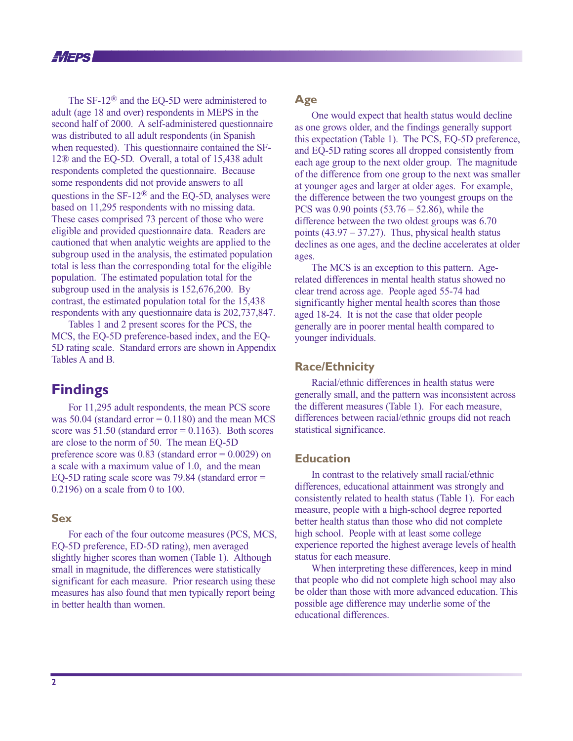The SF-12® and the EQ-5D were administered to adult (age 18 and over) respondents in MEPS in the second half of 2000. A self-administered questionnaire was distributed to all adult respondents (in Spanish when requested). This questionnaire contained the SF-12® and the EQ-5D. Overall, a total of 15,438 adult respondents completed the questionnaire. Because some respondents did not provide answers to all questions in the SF-12® and the EQ-5D, analyses were based on 11,295 respondents with no missing data. These cases comprised 73 percent of those who were eligible and provided questionnaire data. Readers are cautioned that when analytic weights are applied to the subgroup used in the analysis, the estimated population total is less than the corresponding total for the eligible population. The estimated population total for the subgroup used in the analysis is 152,676,200. By contrast, the estimated population total for the 15,438 respondents with any questionnaire data is 202,737,847.

Tables 1 and 2 present scores for the PCS, the MCS, the EQ-5D preference-based index, and the EQ-5D rating scale. Standard errors are shown in Appendix Tables A and B.

## Findings

For 11,295 adult respondents, the mean PCS score was 50.04 (standard error = 0.1180) and the mean MCS score was 51.50 (standard error = 0.1163). Both scores are close to the norm of 50. The mean EQ-5D preference score was 0.83 (standard error = 0.0029) on a scale with a maximum value of 1.0, and the mean EQ-5D rating scale score was 79.84 (standard error = 0.2196) on a scale from 0 to 100.

### Sex

For each of the four outcome measures (PCS, MCS, EQ-5D preference, ED-5D rating), men averaged slightly higher scores than women (Table 1). Although small in magnitude, the differences were statistically significant for each measure. Prior research using these measures has also found that men typically report being in better health than women.

### Age

One would expect that health status would decline as one grows older, and the findings generally support this expectation (Table 1). The PCS, EQ-5D preference, and EQ-5D rating scores all dropped consistently from each age group to the next older group. The magnitude of the difference from one group to the next was smaller at younger ages and larger at older ages. For example, the difference between the two youngest groups on the PCS was 0.90 points (53.76 – 52.86), while the difference between the two oldest groups was 6.70 points (43.97 – 37.27). Thus, physical health status declines as one ages, and the decline accelerates at older ages.

The MCS is an exception to this pattern. Age-related differences in mental health status showed no clear trend across age. People aged 55-74 had significantly higher mental health scores than those aged 18-24. It is not the case that older people generally are in poorer mental health compared to younger individuals.

### Race/Ethnicity

Racial/ethnic differences in health status were generally small, and the pattern was inconsistent across the different measures (Table 1). For each measure, differences between racial/ethnic groups did not reach statistical significance.

### Education

In contrast to the relatively small racial/ethnic differences, educational attainment was strongly and consistently related to health status (Table 1). For each measure, people with a high-school degree reported better health status than those who did not complete high school. People with at least some college experience reported the highest average levels of health status for each measure.

When interpreting these differences, keep in mind that people who did not complete high school may also be older than those with more advanced education. This possible age difference may underlie some of the educational differences.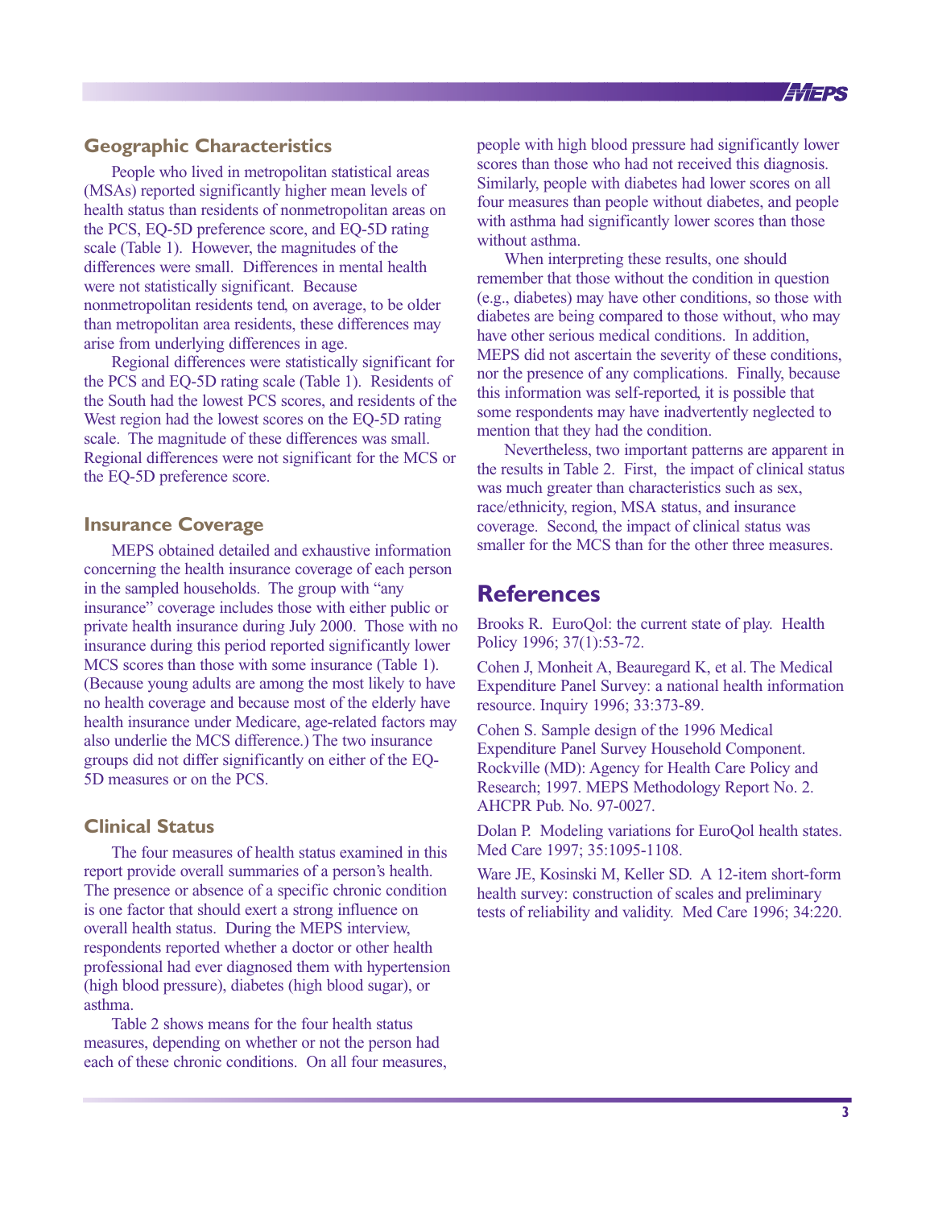### Geographic Characteristics

People who lived in metropolitan statistical areas (MSAs) reported significantly higher mean levels of health status than residents of nonmetropolitan areas on the PCS, EQ-5D preference score, and EQ-5D rating scale (Table 1). However, the magnitudes of the differences were small. Differences in mental health were not statistically significant. Because nonmetropolitan residents tend, on average, to be older than metropolitan area residents, these differences may arise from underlying differences in age.

Regional differences were statistically significant for the PCS and EQ-5D rating scale (Table 1). Residents of the South had the lowest PCS scores, and residents of the West region had the lowest scores on the EQ-5D rating scale. The magnitude of these differences was small. Regional differences were not significant for the MCS or the EQ-5D preference score.

### Insurance Coverage

MEPS obtained detailed and exhaustive information concerning the health insurance coverage of each person in the sampled households. The group with "any insurance" coverage includes those with either public or private health insurance during July 2000. Those with no insurance during this period reported significantly lower MCS scores than those with some insurance (Table 1). (Because young adults are among the most likely to have no health coverage and because most of the elderly have health insurance under Medicare, age-related factors may also underlie the MCS difference.) The two insurance groups did not differ significantly on either of the EQ-5D measures or on the PCS.

### Clinical Status

The four measures of health status examined in this report provide overall summaries of a person's health. The presence or absence of a specific chronic condition is one factor that should exert a strong influence on overall health status. During the MEPS interview, respondents reported whether a doctor or other health professional had ever diagnosed them with hypertension (high blood pressure), diabetes (high blood sugar), or asthma.

Table 2 shows means for the four health status measures, depending on whether or not the person had each of these chronic conditions. On all four measures, people with high blood pressure had significantly lower scores than those who had not received this diagnosis. Similarly, people with diabetes had lower scores on all four measures than people without diabetes, and people with asthma had significantly lower scores than those without asthma.

When interpreting these results, one should remember that those without the condition in question (e.g., diabetes) may have other conditions, so those with diabetes are being compared to those without, who may have other serious medical conditions. In addition, MEPS did not ascertain the severity of these conditions, nor the presence of any complications. Finally, because this information was self-reported, it is possible that some respondents may have inadvertently neglected to mention that they had the condition.

Nevertheless, two important patterns are apparent in the results in Table 2. First, the impact of clinical status was much greater than characteristics such as sex, race/ethnicity, region, MSA status, and insurance coverage. Second, the impact of clinical status was smaller for the MCS than for the other three measures.

## References

Brooks R. EuroQol: the current state of play. Health Policy 1996; 37(1):53-72.

Cohen J, Monheit A, Beauregard K, et al. The Medical Expenditure Panel Survey: a national health information resource. Inquiry 1996; 33:373-89.

Cohen S. Sample design of the 1996 Medical Expenditure Panel Survey Household Component. Rockville (MD): Agency for Health Care Policy and Research; 1997. MEPS Methodology Report No. 2. AHCPR Pub. No. 97-0027.

Dolan P. Modeling variations for EuroQol health states. Med Care 1997; 35:1095-1108.

Ware JE, Kosinski M, Keller SD. A 12-item short-form health survey: construction of scales and preliminary tests of reliability and validity. Med Care 1996; 34:220.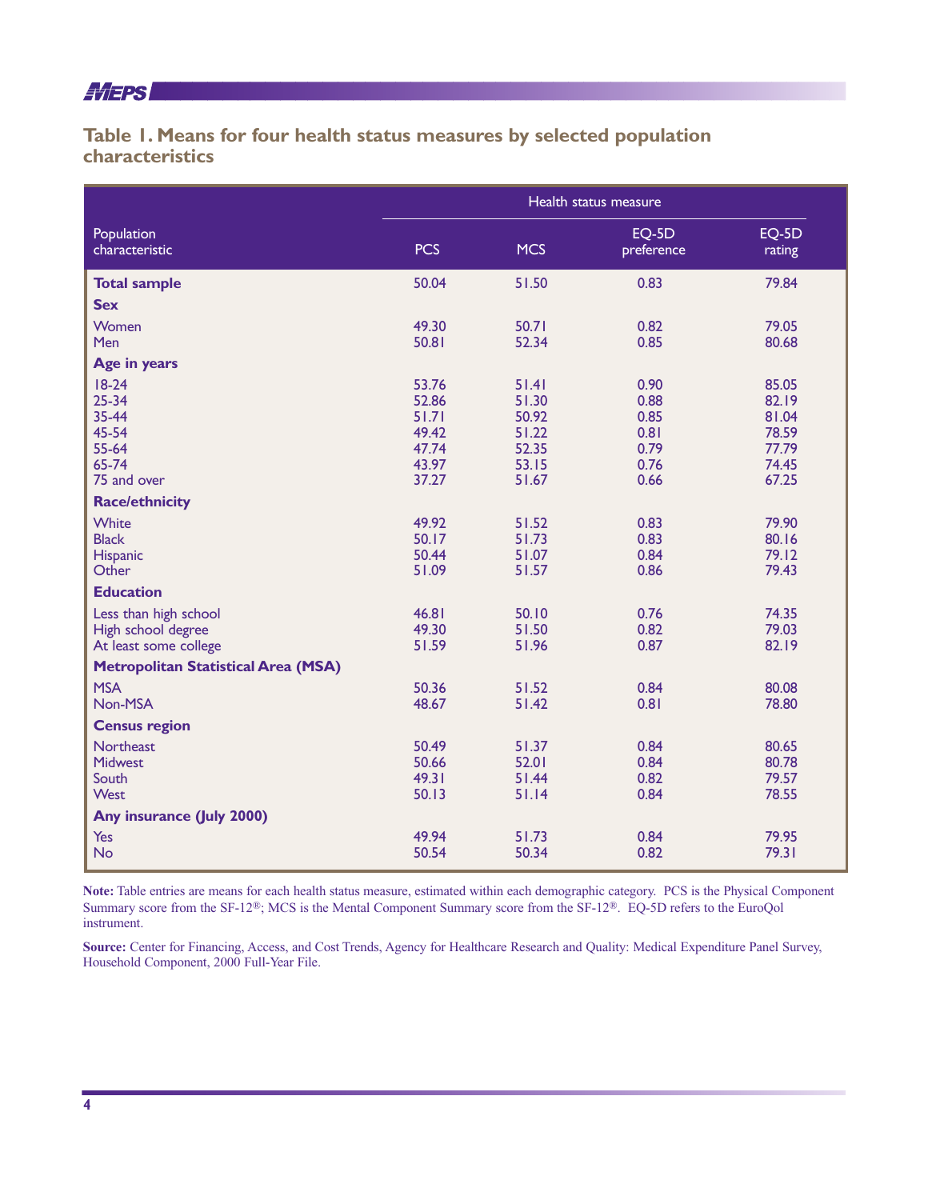## Table 1. Means for four health status measures by selected population characteristics

| Population characteristic | Health status measure | | | |
|---|---|---|---|---|
| | PCS | MCS | EQ-5D preference | EQ-5D rating |
| **Total sample** | 50.04 | 51.50 | 0.83 | 79.84 |
| **Sex** | | | | |
| Women | 49.30 | 50.71 | 0.82 | 79.05 |
| Men | 50.81 | 52.34 | 0.85 | 80.68 |
| **Age in years** | | | | |
| 18-24 | 53.76 | 51.41 | 0.90 | 85.05 |
| 25-34 | 52.86 | 51.30 | 0.88 | 82.19 |
| 35-44 | 51.71 | 50.92 | 0.85 | 81.04 |
| 45-54 | 49.42 | 51.22 | 0.81 | 78.59 |
| 55-64 | 47.74 | 52.35 | 0.79 | 77.79 |
| 65-74 | 43.97 | 53.15 | 0.76 | 74.45 |
| 75 and over | 37.27 | 51.67 | 0.66 | 67.25 |
| **Race/ethnicity** | | | | |
| White | 49.92 | 51.52 | 0.83 | 79.90 |
| Black | 50.17 | 51.73 | 0.83 | 80.16 |
| Hispanic | 50.44 | 51.07 | 0.84 | 79.12 |
| Other | 51.09 | 51.57 | 0.86 | 79.43 |
| **Education** | | | | |
| Less than high school | 46.81 | 50.10 | 0.76 | 74.35 |
| High school degree | 49.30 | 51.50 | 0.82 | 79.03 |
| At least some college | 51.59 | 51.96 | 0.87 | 82.19 |
| **Metropolitan Statistical Area (MSA)** | | | | |
| MSA | 50.36 | 51.52 | 0.84 | 80.08 |
| Non-MSA | 48.67 | 51.42 | 0.81 | 78.80 |
| **Census region** | | | | |
| Northeast | 50.49 | 51.37 | 0.84 | 80.65 |
| Midwest | 50.66 | 52.01 | 0.84 | 80.78 |
| South | 49.31 | 51.44 | 0.82 | 79.57 |
| West | 50.13 | 51.14 | 0.84 | 78.55 |
| **Any insurance (July 2000)** | | | | |
| Yes | 49.94 | 51.73 | 0.84 | 79.95 |
| No | 50.54 | 50.34 | 0.82 | 79.31 |

**Note:** Table entries are means for each health status measure, estimated within each demographic category. PCS is the Physical Component Summary score from the SF-12®; MCS is the Mental Component Summary score from the SF-12®. EQ-5D refers to the EuroQol instrument.

**Source:** Center for Financing, Access, and Cost Trends, Agency for Healthcare Research and Quality: Medical Expenditure Panel Survey, Household Component, 2000 Full-Year File.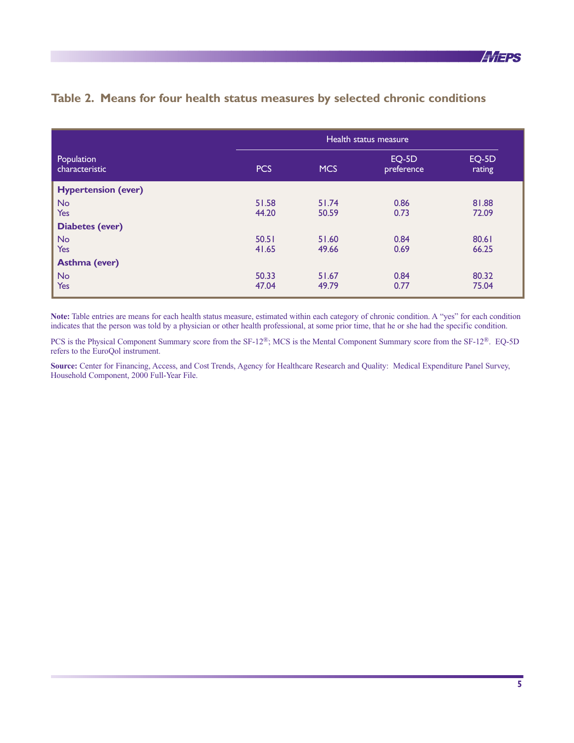## Table 2. Means for four health status measures by selected chronic conditions

| Population characteristic | Health status measure | | | |
|---|---|---|---|---|
| | PCS | MCS | EQ-5D preference | EQ-5D rating |
| **Hypertension (ever)** | | | | |
| No | 51.58 | 51.74 | 0.86 | 81.88 |
| Yes | 44.20 | 50.59 | 0.73 | 72.09 |
| **Diabetes (ever)** | | | | |
| No | 50.51 | 51.60 | 0.84 | 80.61 |
| Yes | 41.65 | 49.66 | 0.69 | 66.25 |
| **Asthma (ever)** | | | | |
| No | 50.33 | 51.67 | 0.84 | 80.32 |
| Yes | 47.04 | 49.79 | 0.77 | 75.04 |

**Note:** Table entries are means for each health status measure, estimated within each category of chronic condition. A "yes" for each condition indicates that the person was told by a physician or other health professional, at some prior time, that he or she had the specific condition.

PCS is the Physical Component Summary score from the SF-12®; MCS is the Mental Component Summary score from the SF-12®. EQ-5D refers to the EuroQol instrument.

**Source:** Center for Financing, Access, and Cost Trends, Agency for Healthcare Research and Quality: Medical Expenditure Panel Survey, Household Component, 2000 Full-Year File.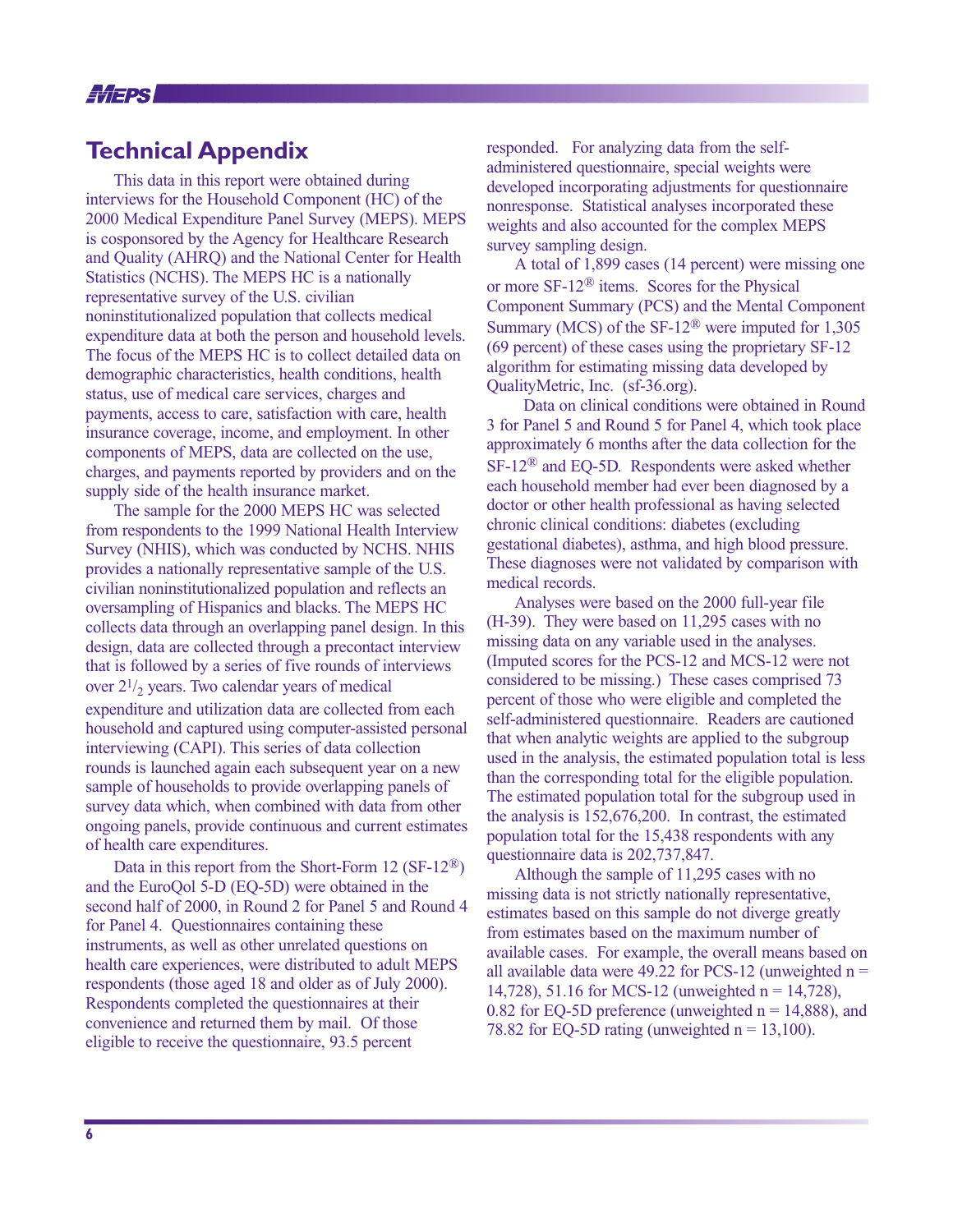## Technical Appendix

This data in this report were obtained during interviews for the Household Component (HC) of the 2000 Medical Expenditure Panel Survey (MEPS). MEPS is cosponsored by the Agency for Healthcare Research and Quality (AHRQ) and the National Center for Health Statistics (NCHS). The MEPS HC is a nationally representative survey of the U.S. civilian noninstitutionalized population that collects medical expenditure data at both the person and household levels. The focus of the MEPS HC is to collect detailed data on demographic characteristics, health conditions, health status, use of medical care services, charges and payments, access to care, satisfaction with care, health insurance coverage, income, and employment. In other components of MEPS, data are collected on the use, charges, and payments reported by providers and on the supply side of the health insurance market.

The sample for the 2000 MEPS HC was selected from respondents to the 1999 National Health Interview Survey (NHIS), which was conducted by NCHS. NHIS provides a nationally representative sample of the U.S. civilian noninstitutionalized population and reflects an oversampling of Hispanics and blacks. The MEPS HC collects data through an overlapping panel design. In this design, data are collected through a precontact interview that is followed by a series of five rounds of interviews over $2^1/_2$ years. Two calendar years of medical expenditure and utilization data are collected from each household and captured using computer-assisted personal interviewing (CAPI). This series of data collection rounds is launched again each subsequent year on a new sample of households to provide overlapping panels of survey data which, when combined with data from other ongoing panels, provide continuous and current estimates of health care expenditures.

Data in this report from the Short-Form 12 (SF-12®) and the EuroQol 5-D (EQ-5D) were obtained in the second half of 2000, in Round 2 for Panel 5 and Round 4 for Panel 4. Questionnaires containing these instruments, as well as other unrelated questions on health care experiences, were distributed to adult MEPS respondents (those aged 18 and older as of July 2000). Respondents completed the questionnaires at their convenience and returned them by mail. Of those eligible to receive the questionnaire, 93.5 percent responded. For analyzing data from the self-administered questionnaire, special weights were developed incorporating adjustments for questionnaire nonresponse. Statistical analyses incorporated these weights and also accounted for the complex MEPS survey sampling design.

A total of 1,899 cases (14 percent) were missing one or more SF-12® items. Scores for the Physical Component Summary (PCS) and the Mental Component Summary (MCS) of the SF-12® were imputed for 1,305 (69 percent) of these cases using the proprietary SF-12 algorithm for estimating missing data developed by QualityMetric, Inc. (sf-36.org).

Data on clinical conditions were obtained in Round 3 for Panel 5 and Round 5 for Panel 4, which took place approximately 6 months after the data collection for the SF-12® and EQ-5D. Respondents were asked whether each household member had ever been diagnosed by a doctor or other health professional as having selected chronic clinical conditions: diabetes (excluding gestational diabetes), asthma, and high blood pressure. These diagnoses were not validated by comparison with medical records.

Analyses were based on the 2000 full-year file (H-39). They were based on 11,295 cases with no missing data on any variable used in the analyses. (Imputed scores for the PCS-12 and MCS-12 were not considered to be missing.) These cases comprised 73 percent of those who were eligible and completed the self-administered questionnaire. Readers are cautioned that when analytic weights are applied to the subgroup used in the analysis, the estimated population total is less than the corresponding total for the eligible population. The estimated population total for the subgroup used in the analysis is 152,676,200. In contrast, the estimated population total for the 15,438 respondents with any questionnaire data is 202,737,847.

Although the sample of 11,295 cases with no missing data is not strictly nationally representative, estimates based on this sample do not diverge greatly from estimates based on the maximum number of available cases. For example, the overall means based on all available data were 49.22 for PCS-12 (unweighted n = 14,728), 51.16 for MCS-12 (unweighted n = 14,728), 0.82 for EQ-5D preference (unweighted n = 14,888), and 78.82 for EQ-5D rating (unweighted n = 13,100).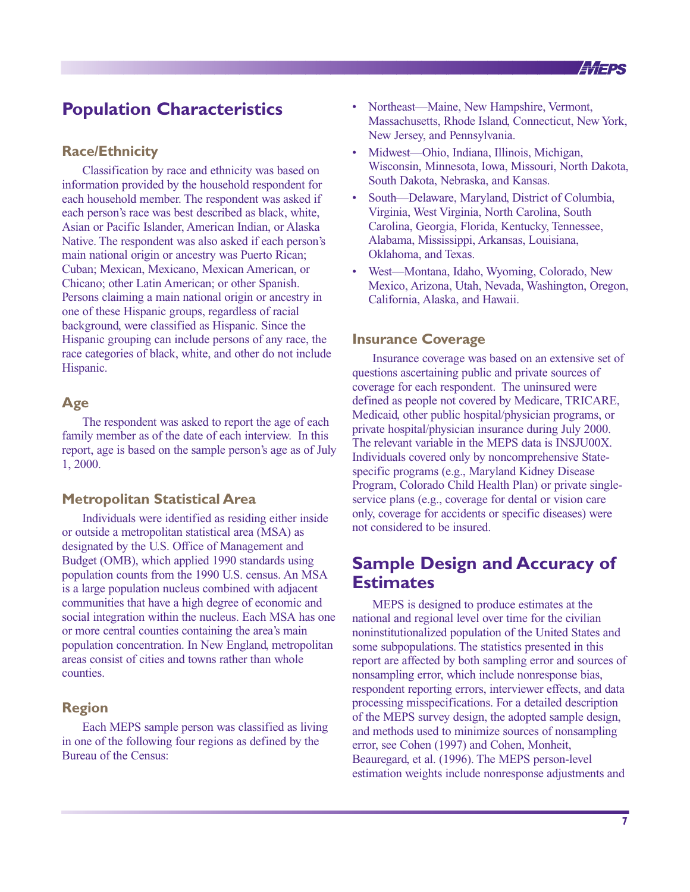## Population Characteristics

### Race/Ethnicity

Classification by race and ethnicity was based on information provided by the household respondent for each household member. The respondent was asked if each person's race was best described as black, white, Asian or Pacific Islander, American Indian, or Alaska Native. The respondent was also asked if each person's main national origin or ancestry was Puerto Rican; Cuban; Mexican, Mexicano, Mexican American, or Chicano; other Latin American; or other Spanish. Persons claiming a main national origin or ancestry in one of these Hispanic groups, regardless of racial background, were classified as Hispanic. Since the Hispanic grouping can include persons of any race, the race categories of black, white, and other do not include Hispanic.

### Age

The respondent was asked to report the age of each family member as of the date of each interview. In this report, age is based on the sample person's age as of July 1, 2000.

### Metropolitan Statistical Area

Individuals were identified as residing either inside or outside a metropolitan statistical area (MSA) as designated by the U.S. Office of Management and Budget (OMB), which applied 1990 standards using population counts from the 1990 U.S. census. An MSA is a large population nucleus combined with adjacent communities that have a high degree of economic and social integration within the nucleus. Each MSA has one or more central counties containing the area's main population concentration. In New England, metropolitan areas consist of cities and towns rather than whole counties.

### Region

Each MEPS sample person was classified as living in one of the following four regions as defined by the Bureau of the Census:

- Northeast—Maine, New Hampshire, Vermont, Massachusetts, Rhode Island, Connecticut, New York, New Jersey, and Pennsylvania.
- Midwest—Ohio, Indiana, Illinois, Michigan, Wisconsin, Minnesota, Iowa, Missouri, North Dakota, South Dakota, Nebraska, and Kansas.
- South—Delaware, Maryland, District of Columbia, Virginia, West Virginia, North Carolina, South Carolina, Georgia, Florida, Kentucky, Tennessee, Alabama, Mississippi, Arkansas, Louisiana, Oklahoma, and Texas.
- West—Montana, Idaho, Wyoming, Colorado, New Mexico, Arizona, Utah, Nevada, Washington, Oregon, California, Alaska, and Hawaii.

### Insurance Coverage

Insurance coverage was based on an extensive set of questions ascertaining public and private sources of coverage for each respondent. The uninsured were defined as people not covered by Medicare, TRICARE, Medicaid, other public hospital/physician programs, or private hospital/physician insurance during July 2000. The relevant variable in the MEPS data is INSJU00X. Individuals covered only by noncomprehensive State-specific programs (e.g., Maryland Kidney Disease Program, Colorado Child Health Plan) or private single-service plans (e.g., coverage for dental or vision care only, coverage for accidents or specific diseases) were not considered to be insured.

## Sample Design and Accuracy of Estimates

MEPS is designed to produce estimates at the national and regional level over time for the civilian noninstitutionalized population of the United States and some subpopulations. The statistics presented in this report are affected by both sampling error and sources of nonsampling error, which include nonresponse bias, respondent reporting errors, interviewer effects, and data processing misspecifications. For a detailed description of the MEPS survey design, the adopted sample design, and methods used to minimize sources of nonsampling error, see Cohen (1997) and Cohen, Monheit, Beauregard, et al. (1996). The MEPS person-level estimation weights include nonresponse adjustments and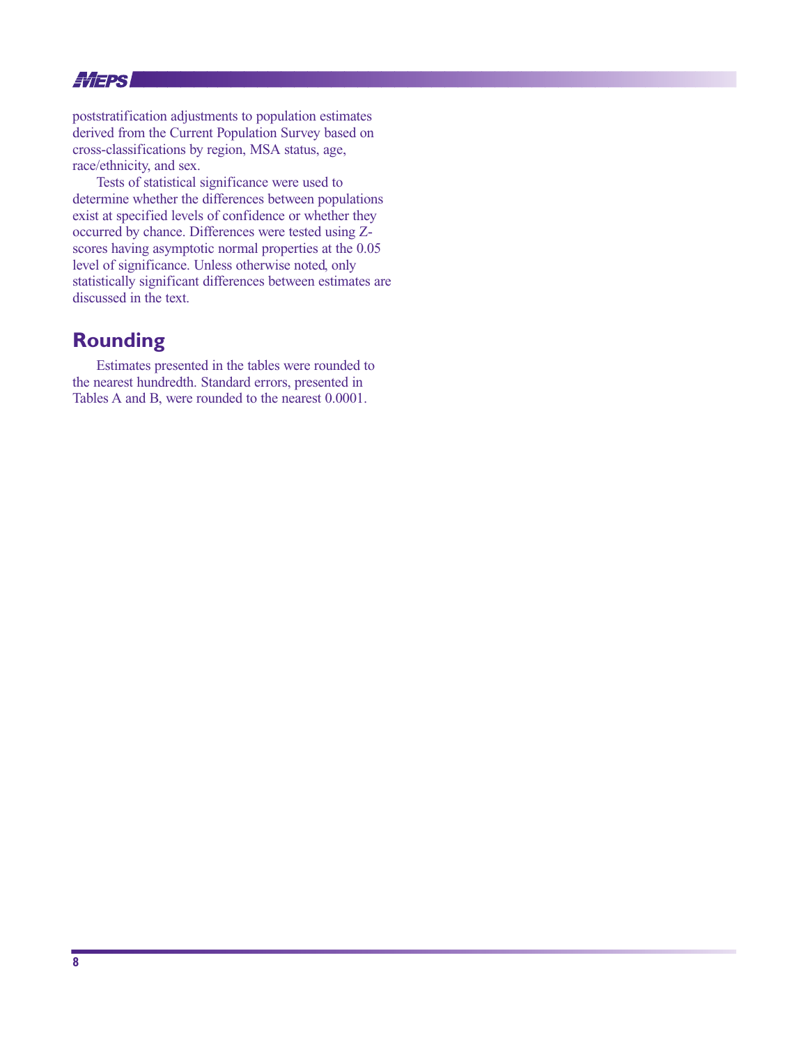poststratification adjustments to population estimates derived from the Current Population Survey based on cross-classifications by region, MSA status, age, race/ethnicity, and sex.

Tests of statistical significance were used to determine whether the differences between populations exist at specified levels of confidence or whether they occurred by chance. Differences were tested using Z-scores having asymptotic normal properties at the 0.05 level of significance. Unless otherwise noted, only statistically significant differences between estimates are discussed in the text.

## Rounding

Estimates presented in the tables were rounded to the nearest hundredth. Standard errors, presented in Tables A and B, were rounded to the nearest 0.0001.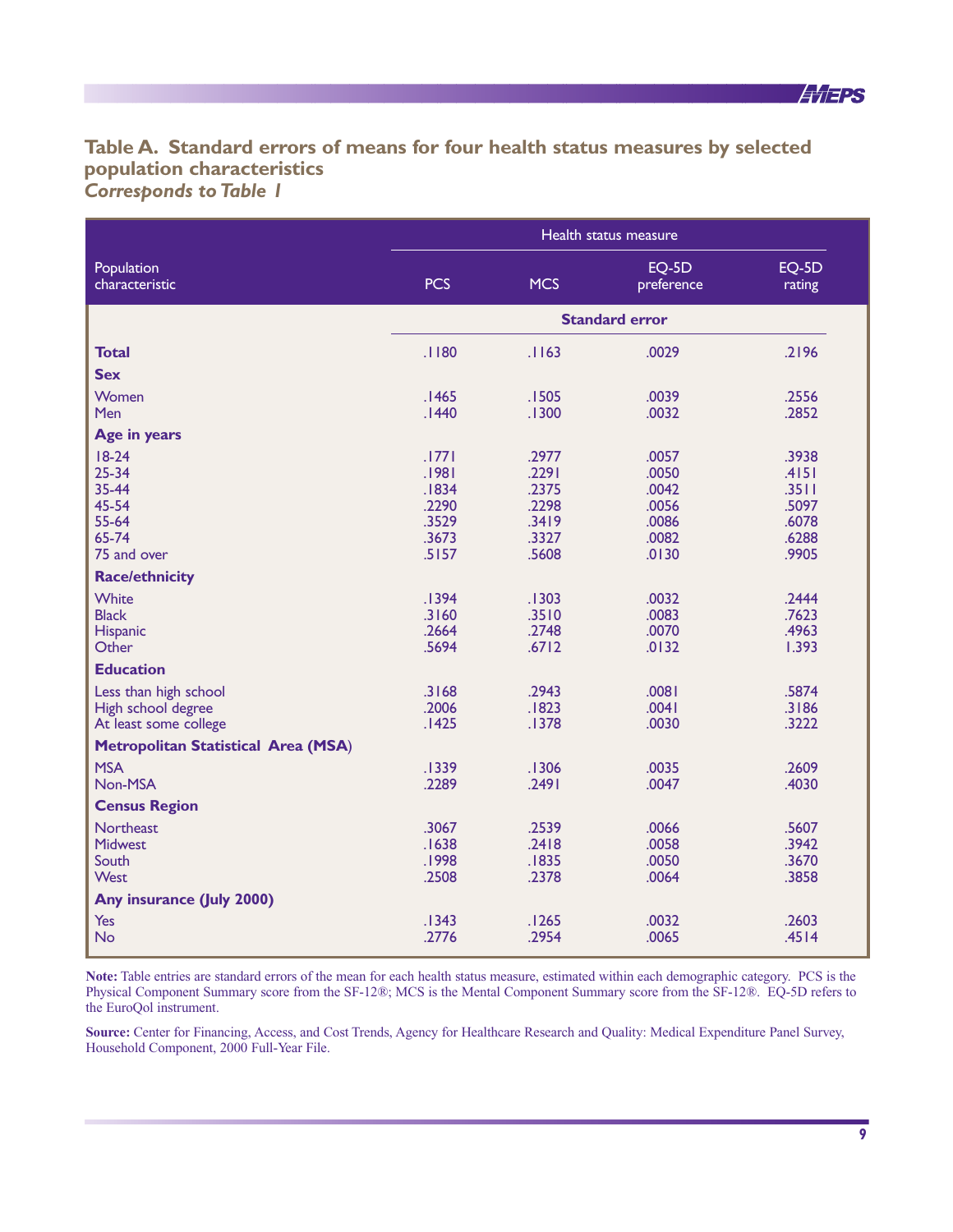## Table A. Standard errors of means for four health status measures by selected population characteristics

*Corresponds to Table 1*

| Population characteristic | PCS | MCS | EQ-5D preference | EQ-5D rating |
|---|---|---|---|---|
| | Standard error | | | |
| **Total** | .1180 | .1163 | .0029 | .2196 |
| **Sex** | | | | |
| Women | .1465 | .1505 | .0039 | .2556 |
| Men | .1440 | .1300 | .0032 | .2852 |
| **Age in years** | | | | |
| 18-24 | .1771 | .2977 | .0057 | .3938 |
| 25-34 | .1981 | .2291 | .0050 | .4151 |
| 35-44 | .1834 | .2375 | .0042 | .3511 |
| 45-54 | .2290 | .2298 | .0056 | .5097 |
| 55-64 | .3529 | .3419 | .0086 | .6078 |
| 65-74 | .3673 | .3327 | .0082 | .6288 |
| 75 and over | .5157 | .5608 | .0130 | .9905 |
| **Race/ethnicity** | | | | |
| White | .1394 | .1303 | .0032 | .2444 |
| Black | .3160 | .3510 | .0083 | .7623 |
| Hispanic | .2664 | .2748 | .0070 | .4963 |
| Other | .5694 | .6712 | .0132 | 1.393 |
| **Education** | | | | |
| Less than high school | .3168 | .2943 | .0081 | .5874 |
| High school degree | .2006 | .1823 | .0041 | .3186 |
| At least some college | .1425 | .1378 | .0030 | .3222 |
| **Metropolitan Statistical Area (MSA)** | | | | |
| MSA | .1339 | .1306 | .0035 | .2609 |
| Non-MSA | .2289 | .2491 | .0047 | .4030 |
| **Census Region** | | | | |
| Northeast | .3067 | .2539 | .0066 | .5607 |
| Midwest | .1638 | .2418 | .0058 | .3942 |
| South | .1998 | .1835 | .0050 | .3670 |
| West | .2508 | .2378 | .0064 | .3858 |
| **Any insurance (July 2000)** | | | | |
| Yes | .1343 | .1265 | .0032 | .2603 |
| No | .2776 | .2954 | .0065 | .4514 |

**Note:** Table entries are standard errors of the mean for each health status measure, estimated within each demographic category. PCS is the Physical Component Summary score from the SF-12®; MCS is the Mental Component Summary score from the SF-12®. EQ-5D refers to the EuroQol instrument.

**Source:** Center for Financing, Access, and Cost Trends, Agency for Healthcare Research and Quality: Medical Expenditure Panel Survey, Household Component, 2000 Full-Year File.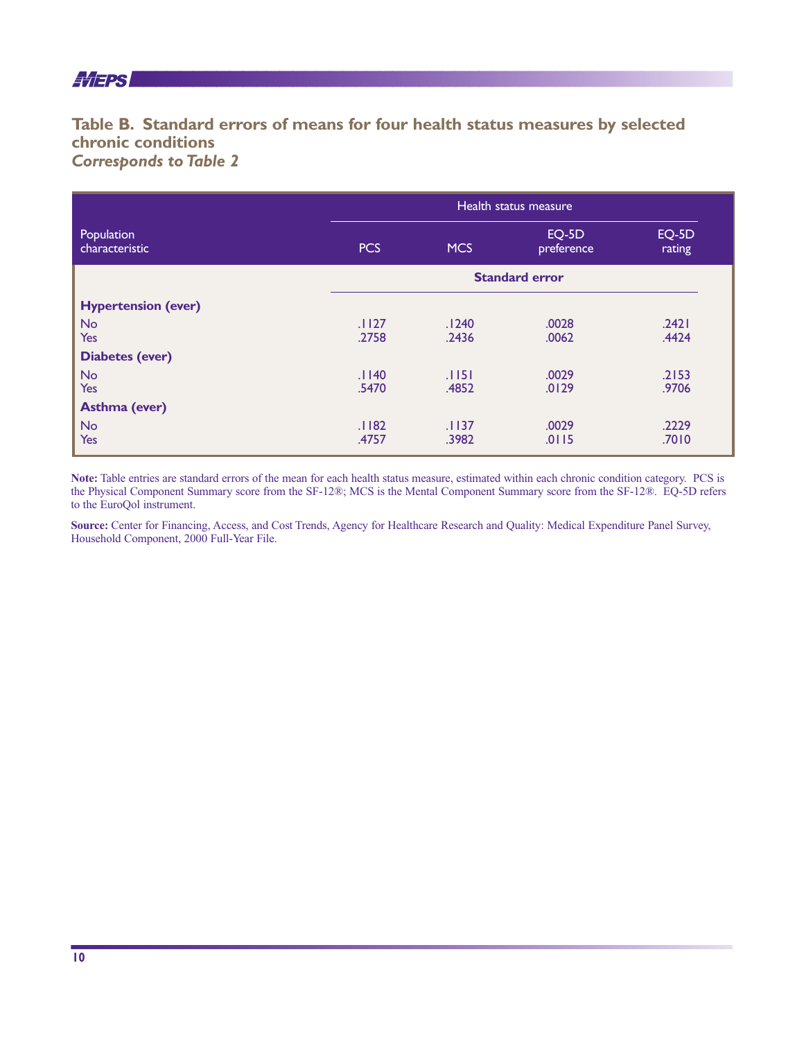## Table B. Standard errors of means for four health status measures by selected chronic conditions

***Corresponds to Table 2***

| Population characteristic | Health status measure | | | |
|---|---|---|---|---|
| | PCS | MCS | EQ-5D preference | EQ-5D rating |
| | Standard error | | | |
| **Hypertension (ever)** | | | | |
| No | .1127 | .1240 | .0028 | .2421 |
| Yes | .2758 | .2436 | .0062 | .4424 |
| **Diabetes (ever)** | | | | |
| No | .1140 | .1151 | .0029 | .2153 |
| Yes | .5470 | .4852 | .0129 | .9706 |
| **Asthma (ever)** | | | | |
| No | .1182 | .1137 | .0029 | .2229 |
| Yes | .4757 | .3982 | .0115 | .7010 |

**Note:** Table entries are standard errors of the mean for each health status measure, estimated within each chronic condition category. PCS is the Physical Component Summary score from the SF-12®; MCS is the Mental Component Summary score from the SF-12®. EQ-5D refers to the EuroQol instrument.

**Source:** Center for Financing, Access, and Cost Trends, Agency for Healthcare Research and Quality: Medical Expenditure Panel Survey, Household Component, 2000 Full-Year File.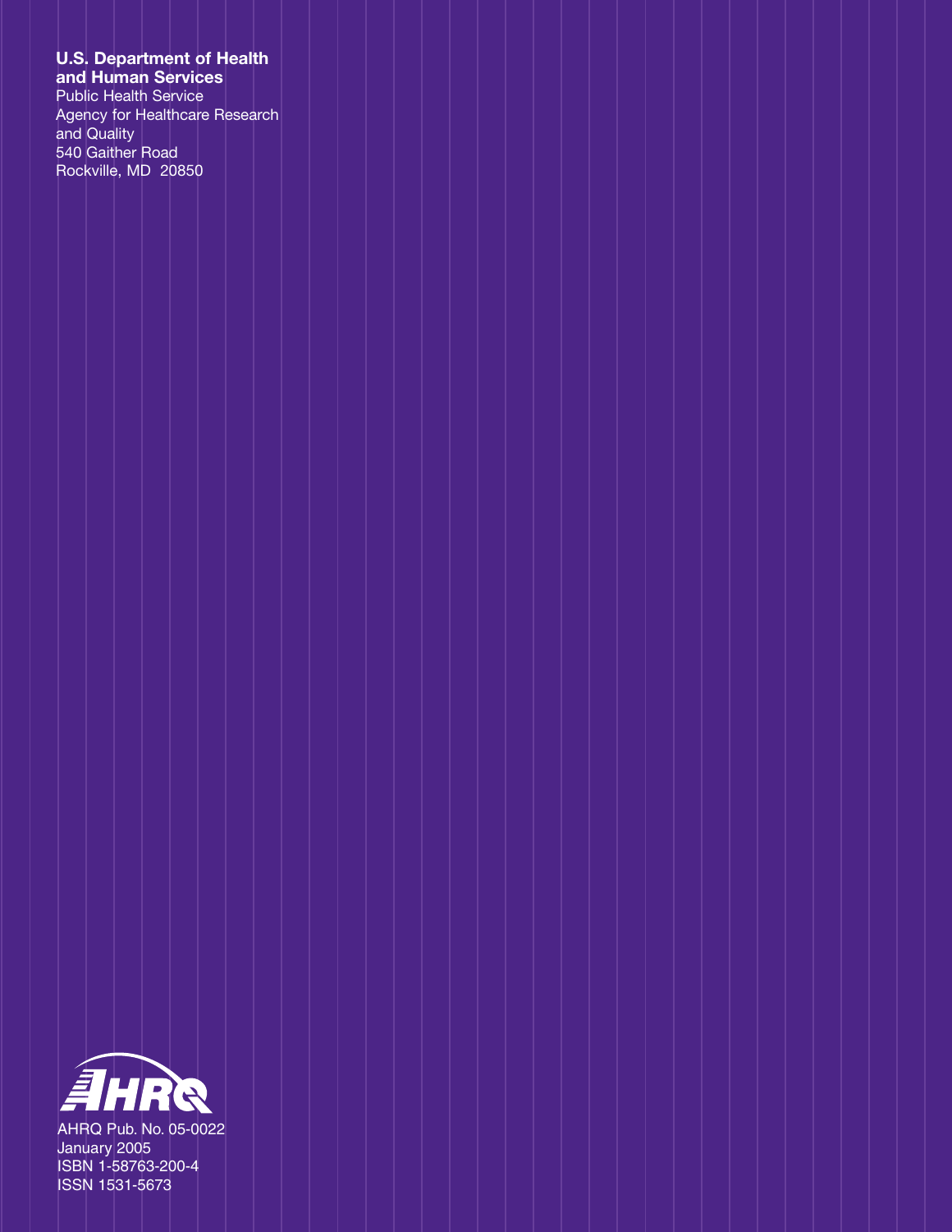**U.S. Department of Health and Human Services**
Public Health Service
Agency for Healthcare Research and Quality
540 Gaither Road
Rockville, MD 20850

AHRQ Pub. No. 05-0022
January 2005
ISBN 1-58763-200-4
ISSN 1531-5673